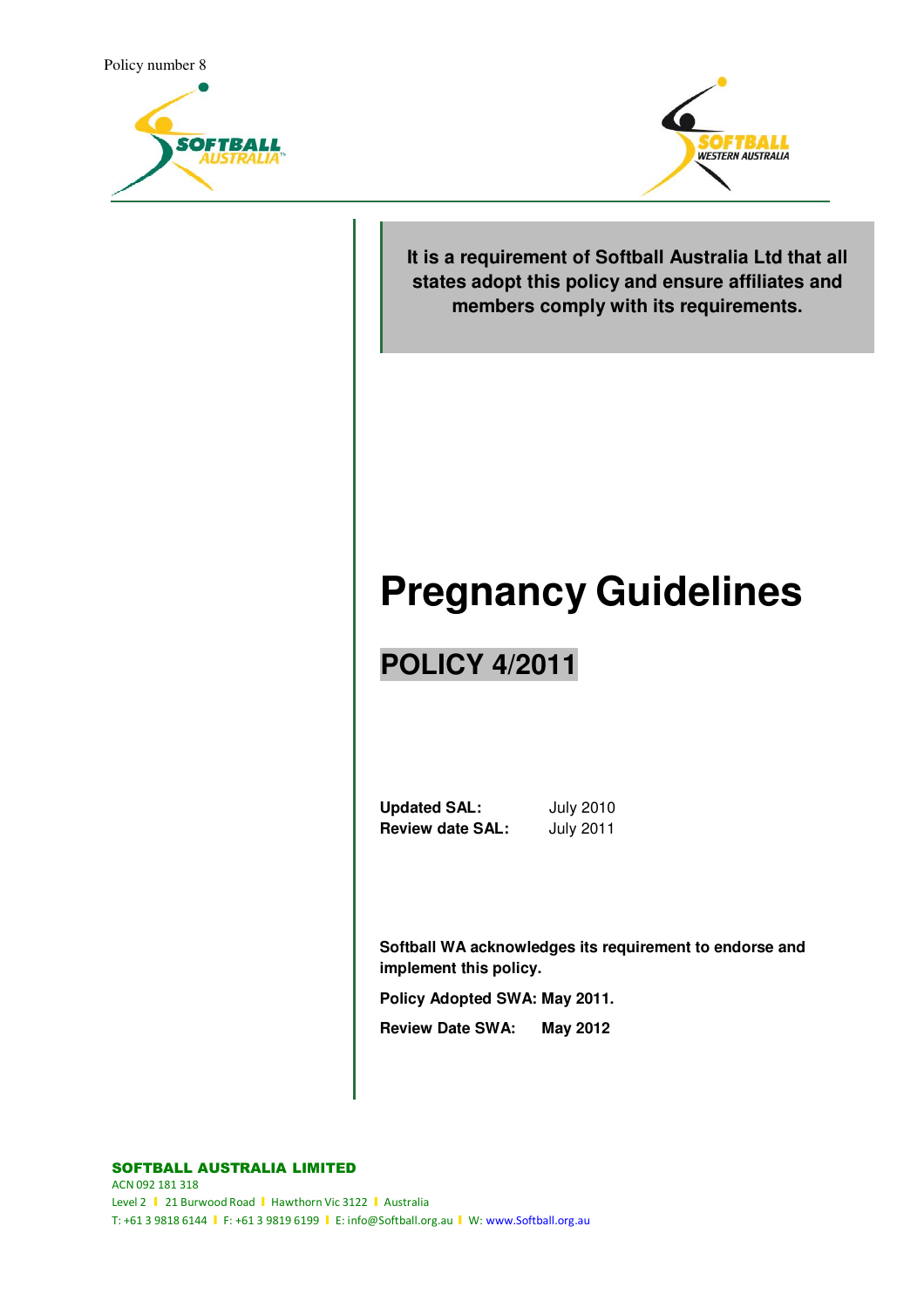Policy number 8

**It is a requirement of Softball Australia Ltd that all states adopt this policy and ensure affiliates and members comply with its requirements.**

# Pregnancy Guidelines

## POLICY 4/2011

**Updated SAL:** July 2010
**Review date SAL:** July 2011

**Softball WA acknowledges its requirement to endorse and implement this policy.**

**Policy Adopted SWA: May 2011.**

**Review Date SWA: May 2012**

**SOFTBALL AUSTRALIA LIMITED**
ACN 092 181 318
Level 2 | 21 Burwood Road | Hawthorn Vic 3122 | Australia
T: +61 3 9818 6144 | F: +61 3 9819 6199 | E: info@Softball.org.au | W: www.Softball.org.au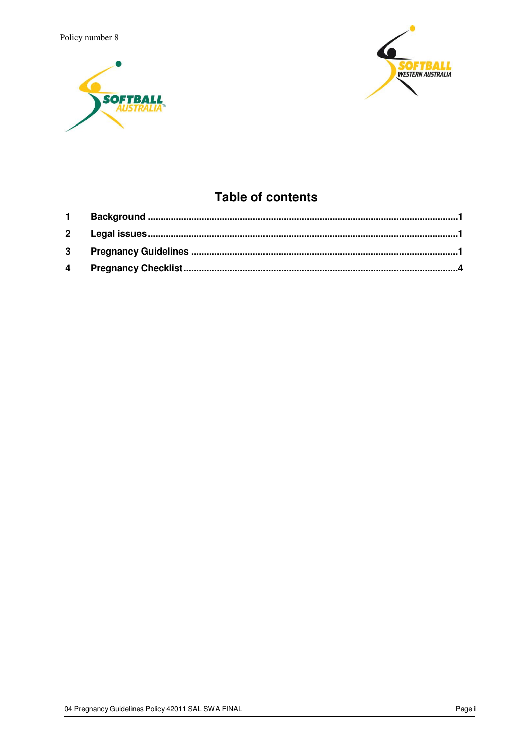Policy number 8

## Table of contents

| | | |
|---|---|---|
| 1 | Background | 1 |
| 2 | Legal issues | 1 |
| 3 | Pregnancy Guidelines | 1 |
| 4 | Pregnancy Checklist | 4 |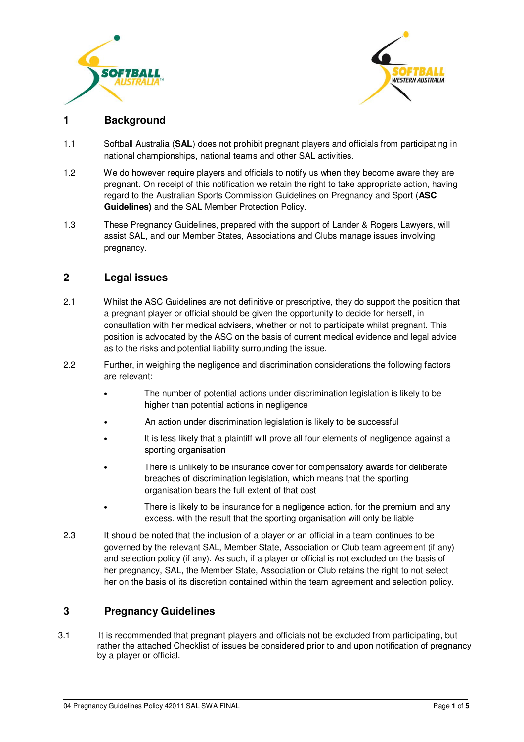## 1 Background

1.1 Softball Australia (**SAL**) does not prohibit pregnant players and officials from participating in national championships, national teams and other SAL activities.

1.2 We do however require players and officials to notify us when they become aware they are pregnant. On receipt of this notification we retain the right to take appropriate action, having regard to the Australian Sports Commission Guidelines on Pregnancy and Sport (**ASC Guidelines)** and the SAL Member Protection Policy.

1.3 These Pregnancy Guidelines, prepared with the support of Lander & Rogers Lawyers, will assist SAL, and our Member States, Associations and Clubs manage issues involving pregnancy.

## 2 Legal issues

2.1 Whilst the ASC Guidelines are not definitive or prescriptive, they do support the position that a pregnant player or official should be given the opportunity to decide for herself, in consultation with her medical advisers, whether or not to participate whilst pregnant. This position is advocated by the ASC on the basis of current medical evidence and legal advice as to the risks and potential liability surrounding the issue.

2.2 Further, in weighing the negligence and discrimination considerations the following factors are relevant:

- The number of potential actions under discrimination legislation is likely to be higher than potential actions in negligence
- An action under discrimination legislation is likely to be successful
- It is less likely that a plaintiff will prove all four elements of negligence against a sporting organisation
- There is unlikely to be insurance cover for compensatory awards for deliberate breaches of discrimination legislation, which means that the sporting organisation bears the full extent of that cost
- There is likely to be insurance for a negligence action, for the premium and any excess. with the result that the sporting organisation will only be liable

2.3 It should be noted that the inclusion of a player or an official in a team continues to be governed by the relevant SAL, Member State, Association or Club team agreement (if any) and selection policy (if any). As such, if a player or official is not excluded on the basis of her pregnancy, SAL, the Member State, Association or Club retains the right to not select her on the basis of its discretion contained within the team agreement and selection policy.

## 3 Pregnancy Guidelines

3.1 It is recommended that pregnant players and officials not be excluded from participating, but rather the attached Checklist of issues be considered prior to and upon notification of pregnancy by a player or official.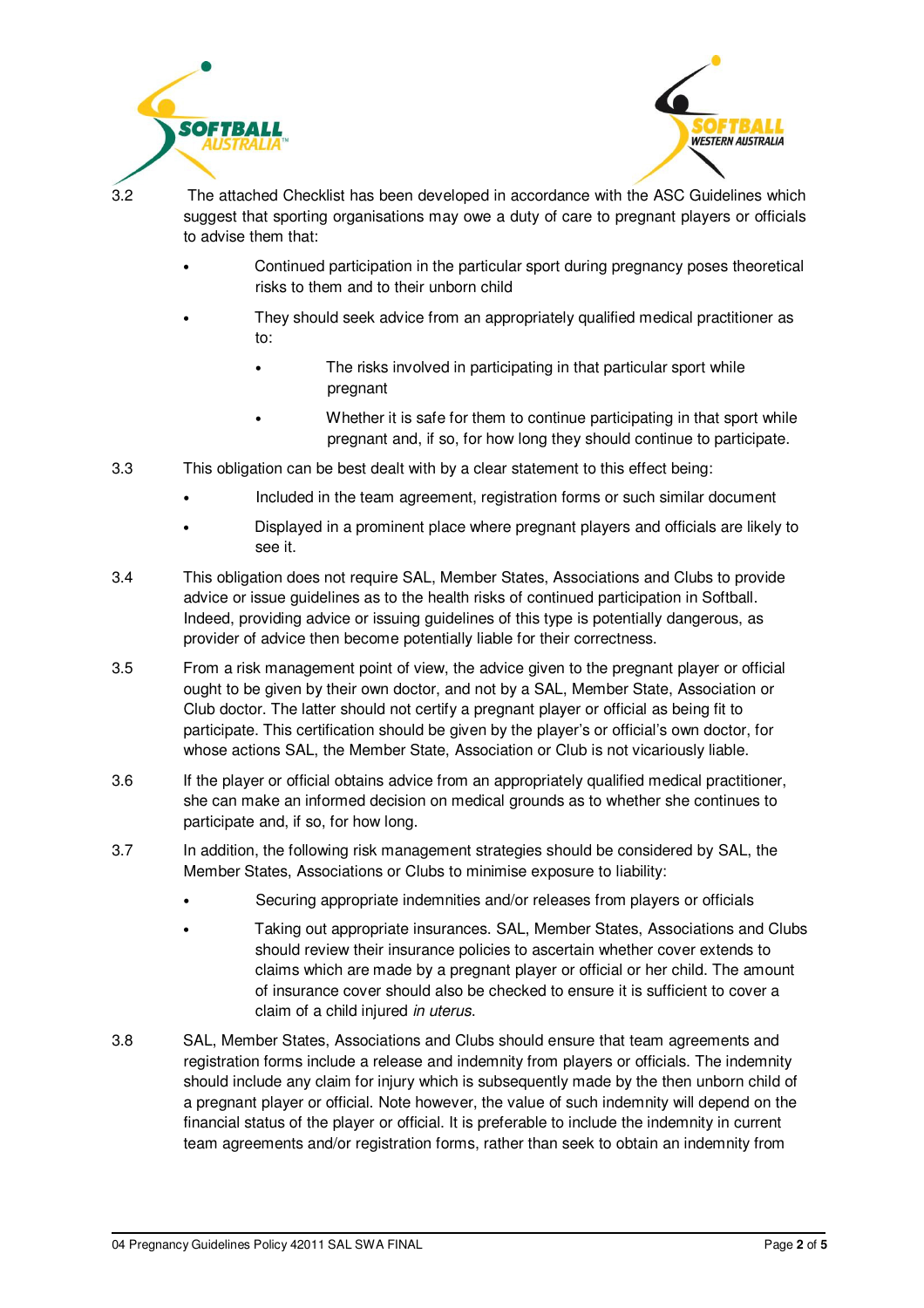3.2 The attached Checklist has been developed in accordance with the ASC Guidelines which suggest that sporting organisations may owe a duty of care to pregnant players or officials to advise them that:

- Continued participation in the particular sport during pregnancy poses theoretical risks to them and to their unborn child
- They should seek advice from an appropriately qualified medical practitioner as to:
  - The risks involved in participating in that particular sport while pregnant
  - Whether it is safe for them to continue participating in that sport while pregnant and, if so, for how long they should continue to participate.

3.3 This obligation can be best dealt with by a clear statement to this effect being:

- Included in the team agreement, registration forms or such similar document
- Displayed in a prominent place where pregnant players and officials are likely to see it.

3.4 This obligation does not require SAL, Member States, Associations and Clubs to provide advice or issue guidelines as to the health risks of continued participation in Softball. Indeed, providing advice or issuing guidelines of this type is potentially dangerous, as provider of advice then become potentially liable for their correctness.

3.5 From a risk management point of view, the advice given to the pregnant player or official ought to be given by their own doctor, and not by a SAL, Member State, Association or Club doctor. The latter should not certify a pregnant player or official as being fit to participate. This certification should be given by the player's or official's own doctor, for whose actions SAL, the Member State, Association or Club is not vicariously liable.

3.6 If the player or official obtains advice from an appropriately qualified medical practitioner, she can make an informed decision on medical grounds as to whether she continues to participate and, if so, for how long.

3.7 In addition, the following risk management strategies should be considered by SAL, the Member States, Associations or Clubs to minimise exposure to liability:

- Securing appropriate indemnities and/or releases from players or officials
- Taking out appropriate insurances. SAL, Member States, Associations and Clubs should review their insurance policies to ascertain whether cover extends to claims which are made by a pregnant player or official or her child. The amount of insurance cover should also be checked to ensure it is sufficient to cover a claim of a child injured *in uterus*.

3.8 SAL, Member States, Associations and Clubs should ensure that team agreements and registration forms include a release and indemnity from players or officials. The indemnity should include any claim for injury which is subsequently made by the then unborn child of a pregnant player or official. Note however, the value of such indemnity will depend on the financial status of the player or official. It is preferable to include the indemnity in current team agreements and/or registration forms, rather than seek to obtain an indemnity from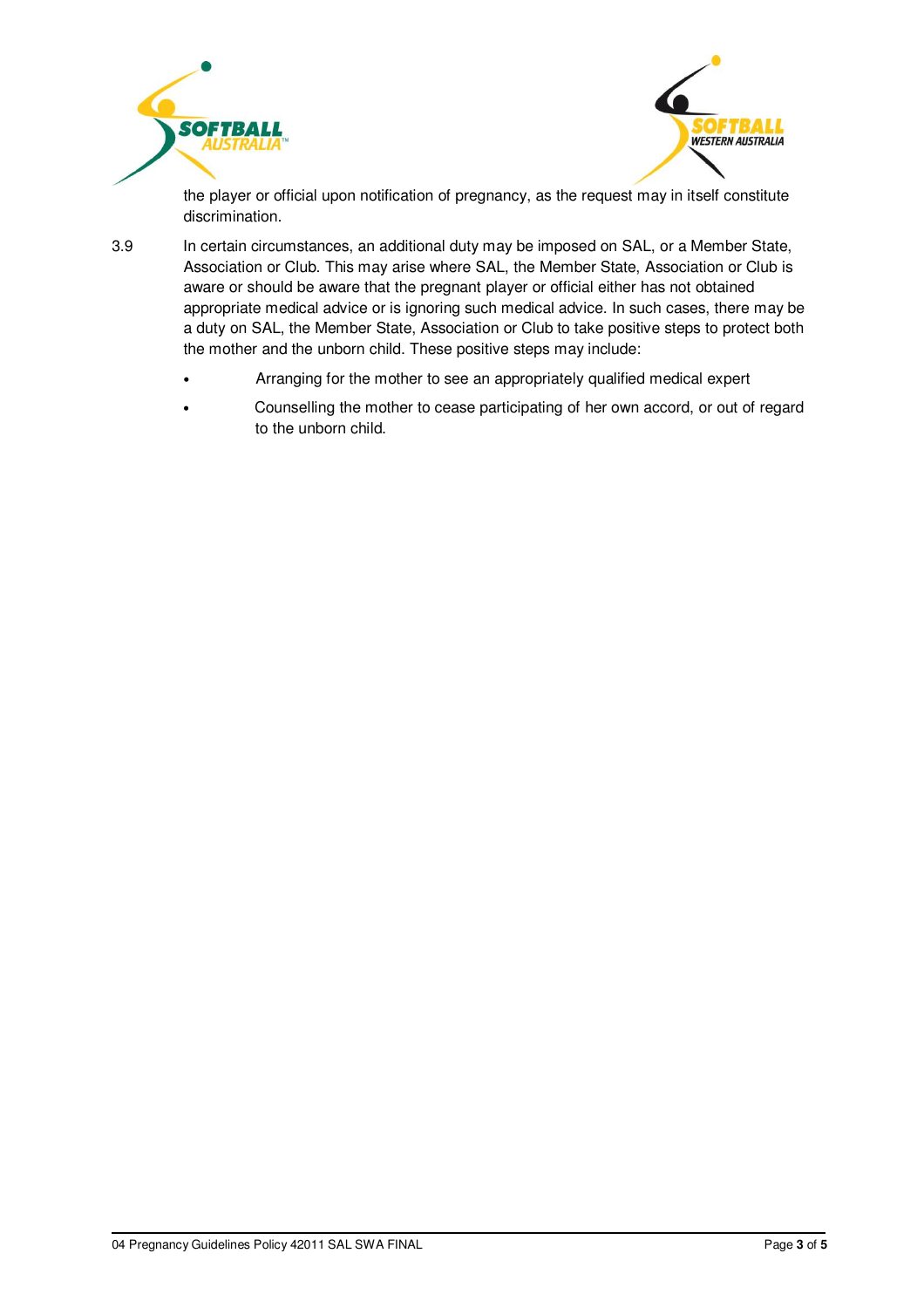the player or official upon notification of pregnancy, as the request may in itself constitute discrimination.

3.9 In certain circumstances, an additional duty may be imposed on SAL, or a Member State, Association or Club. This may arise where SAL, the Member State, Association or Club is aware or should be aware that the pregnant player or official either has not obtained appropriate medical advice or is ignoring such medical advice. In such cases, there may be a duty on SAL, the Member State, Association or Club to take positive steps to protect both the mother and the unborn child. These positive steps may include:

- Arranging for the mother to see an appropriately qualified medical expert
- Counselling the mother to cease participating of her own accord, or out of regard to the unborn child.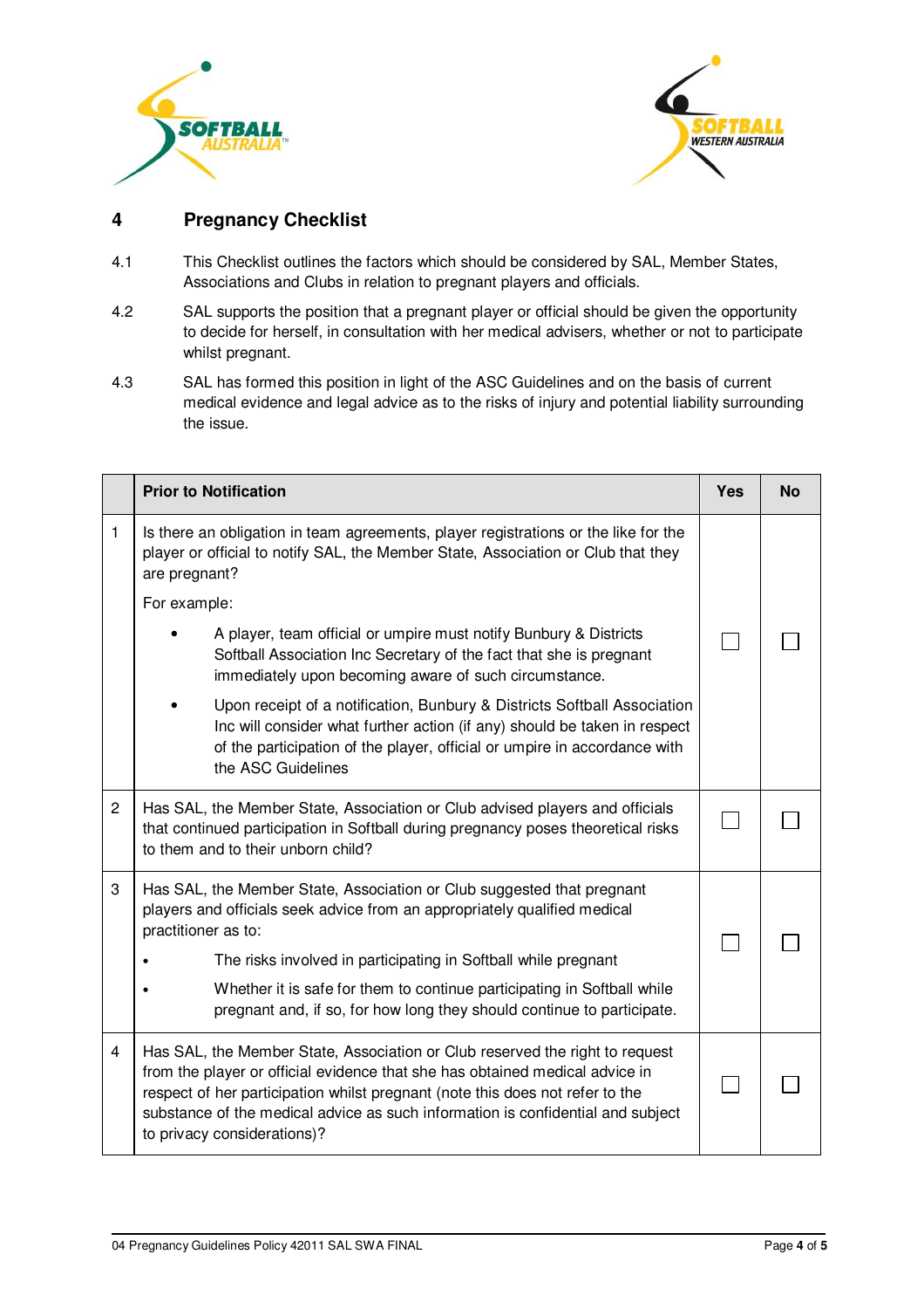## 4 Pregnancy Checklist

4.1 This Checklist outlines the factors which should be considered by SAL, Member States, Associations and Clubs in relation to pregnant players and officials.

4.2 SAL supports the position that a pregnant player or official should be given the opportunity to decide for herself, in consultation with her medical advisers, whether or not to participate whilst pregnant.

4.3 SAL has formed this position in light of the ASC Guidelines and on the basis of current medical evidence and legal advice as to the risks of injury and potential liability surrounding the issue.

| | **Prior to Notification** | **Yes** | **No** |
|---|---|---|---|
| 1 | Is there an obligation in team agreements, player registrations or the like for the player or official to notify SAL, the Member State, Association or Club that they are pregnant?<br><br>For example:<br><br>• A player, team official or umpire must notify Bunbury & Districts Softball Association Inc Secretary of the fact that she is pregnant immediately upon becoming aware of such circumstance.<br><br>• Upon receipt of a notification, Bunbury & Districts Softball Association Inc will consider what further action (if any) should be taken in respect of the participation of the player, official or umpire in accordance with the ASC Guidelines | ☐ | ☐ |
| 2 | Has SAL, the Member State, Association or Club advised players and officials that continued participation in Softball during pregnancy poses theoretical risks to them and to their unborn child? | ☐ | ☐ |
| 3 | Has SAL, the Member State, Association or Club suggested that pregnant players and officials seek advice from an appropriately qualified medical practitioner as to:<br><br>• The risks involved in participating in Softball while pregnant<br><br>• Whether it is safe for them to continue participating in Softball while pregnant and, if so, for how long they should continue to participate. | ☐ | ☐ |
| 4 | Has SAL, the Member State, Association or Club reserved the right to request from the player or official evidence that she has obtained medical advice in respect of her participation whilst pregnant (note this does not refer to the substance of the medical advice as such information is confidential and subject to privacy considerations)? | ☐ | ☐ |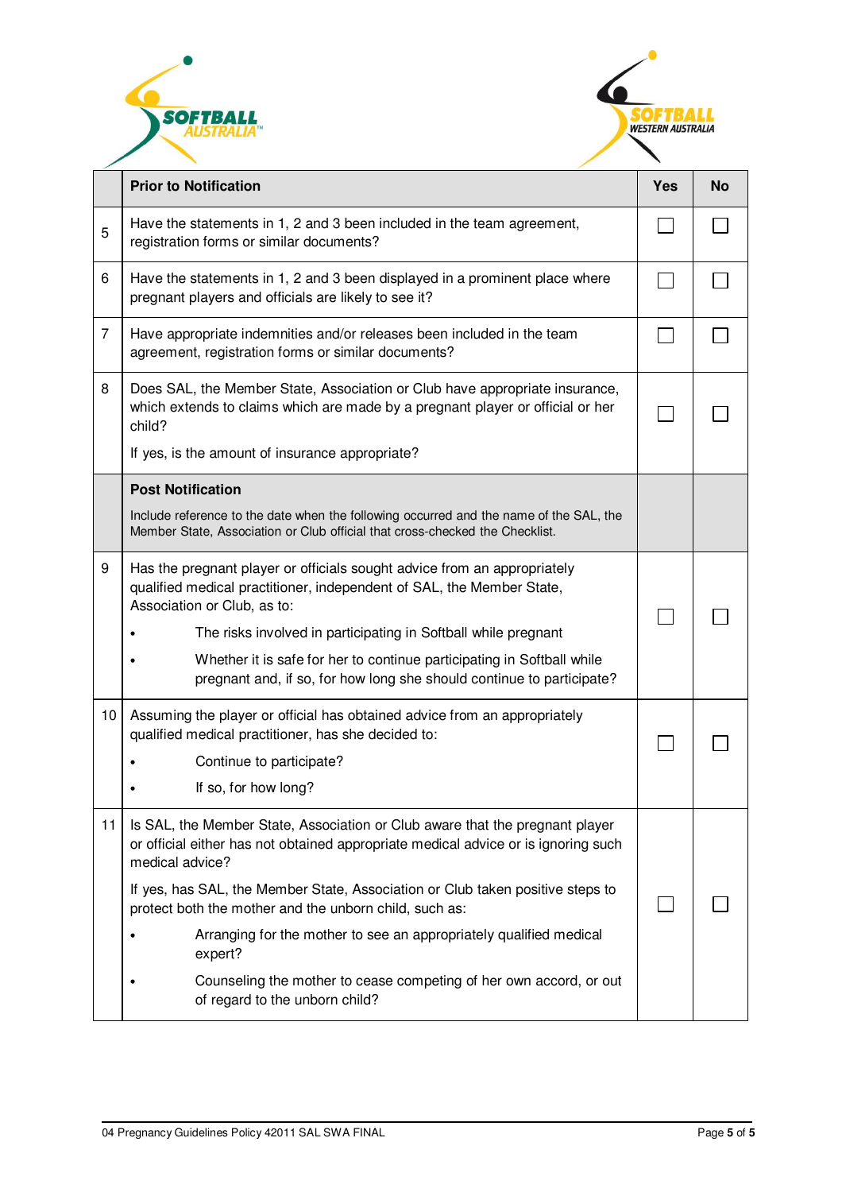| | Prior to Notification | Yes | No |
|---|---|---|---|
| 5 | Have the statements in 1, 2 and 3 been included in the team agreement, registration forms or similar documents? | ☐ | ☐ |
| 6 | Have the statements in 1, 2 and 3 been displayed in a prominent place where pregnant players and officials are likely to see it? | ☐ | ☐ |
| 7 | Have appropriate indemnities and/or releases been included in the team agreement, registration forms or similar documents? | ☐ | ☐ |
| 8 | Does SAL, the Member State, Association or Club have appropriate insurance, which extends to claims which are made by a pregnant player or official or her child?<br><br>If yes, is the amount of insurance appropriate? | ☐ | ☐ |
| | **Post Notification**<br><br>Include reference to the date when the following occurred and the name of the SAL, the Member State, Association or Club official that cross-checked the Checklist. | | |
| 9 | Has the pregnant player or officials sought advice from an appropriately qualified medical practitioner, independent of SAL, the Member State, Association or Club, as to:<br>• The risks involved in participating in Softball while pregnant<br>• Whether it is safe for her to continue participating in Softball while pregnant and, if so, for how long she should continue to participate? | ☐ | ☐ |
| 10 | Assuming the player or official has obtained advice from an appropriately qualified medical practitioner, has she decided to:<br>• Continue to participate?<br>• If so, for how long? | ☐ | ☐ |
| 11 | Is SAL, the Member State, Association or Club aware that the pregnant player or official either has not obtained appropriate medical advice or is ignoring such medical advice?<br><br>If yes, has SAL, the Member State, Association or Club taken positive steps to protect both the mother and the unborn child, such as:<br>• Arranging for the mother to see an appropriately qualified medical expert?<br>• Counseling the mother to cease competing of her own accord, or out of regard to the unborn child? | ☐ | ☐ |